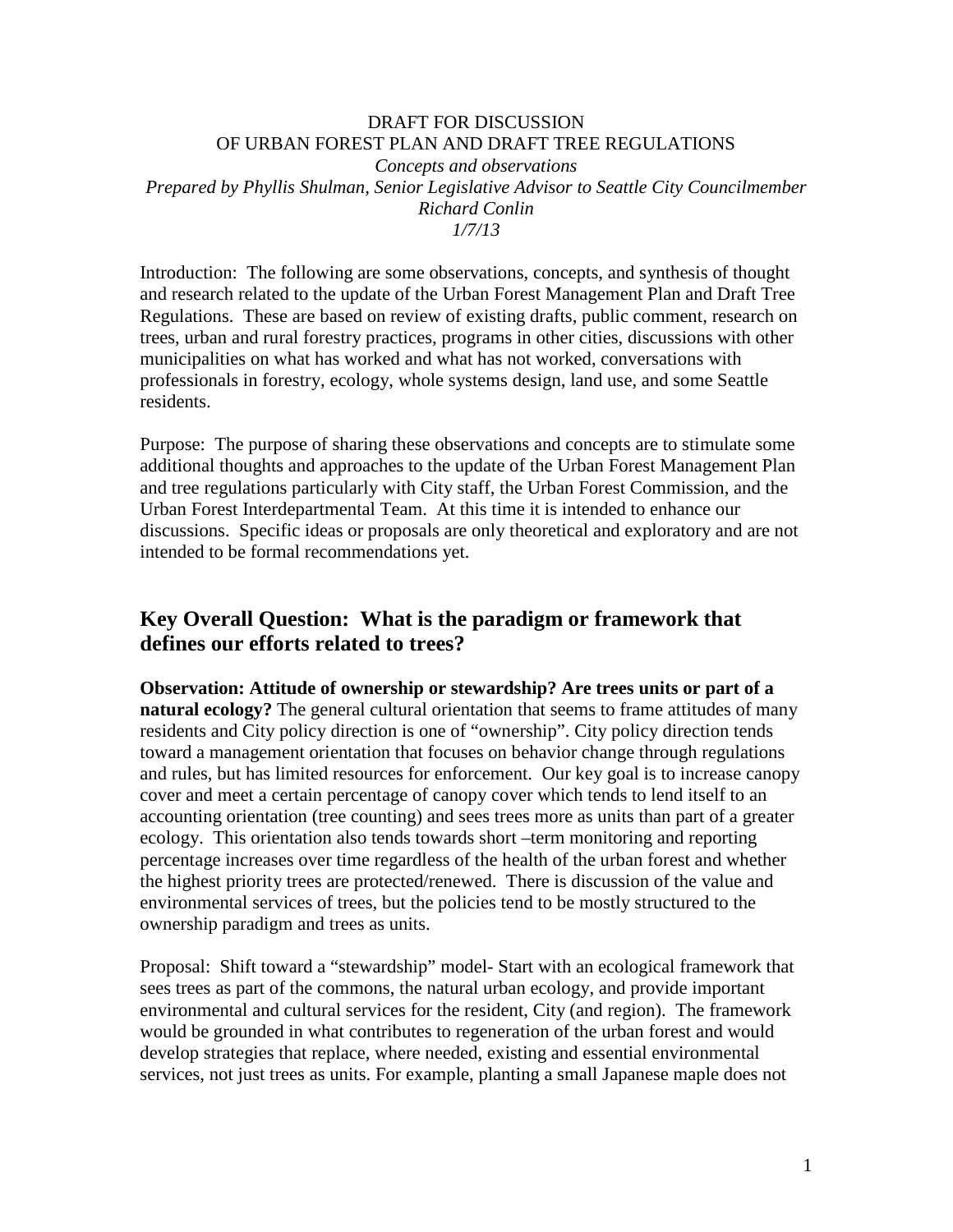DRAFT FOR DISCUSSION
OF URBAN FOREST PLAN AND DRAFT TREE REGULATIONS

*Concepts and observations*

*Prepared by Phyllis Shulman, Senior Legislative Advisor to Seattle City Councilmember Richard Conlin*

*1/7/13*

Introduction: The following are some observations, concepts, and synthesis of thought and research related to the update of the Urban Forest Management Plan and Draft Tree Regulations. These are based on review of existing drafts, public comment, research on trees, urban and rural forestry practices, programs in other cities, discussions with other municipalities on what has worked and what has not worked, conversations with professionals in forestry, ecology, whole systems design, land use, and some Seattle residents.

Purpose: The purpose of sharing these observations and concepts are to stimulate some additional thoughts and approaches to the update of the Urban Forest Management Plan and tree regulations particularly with City staff, the Urban Forest Commission, and the Urban Forest Interdepartmental Team. At this time it is intended to enhance our discussions. Specific ideas or proposals are only theoretical and exploratory and are not intended to be formal recommendations yet.

## Key Overall Question: What is the paradigm or framework that defines our efforts related to trees?

**Observation: Attitude of ownership or stewardship? Are trees units or part of a natural ecology?** The general cultural orientation that seems to frame attitudes of many residents and City policy direction is one of "ownership". City policy direction tends toward a management orientation that focuses on behavior change through regulations and rules, but has limited resources for enforcement. Our key goal is to increase canopy cover and meet a certain percentage of canopy cover which tends to lend itself to an accounting orientation (tree counting) and sees trees more as units than part of a greater ecology. This orientation also tends towards short –term monitoring and reporting percentage increases over time regardless of the health of the urban forest and whether the highest priority trees are protected/renewed. There is discussion of the value and environmental services of trees, but the policies tend to be mostly structured to the ownership paradigm and trees as units.

Proposal: Shift toward a "stewardship" model- Start with an ecological framework that sees trees as part of the commons, the natural urban ecology, and provide important environmental and cultural services for the resident, City (and region). The framework would be grounded in what contributes to regeneration of the urban forest and would develop strategies that replace, where needed, existing and essential environmental services, not just trees as units. For example, planting a small Japanese maple does not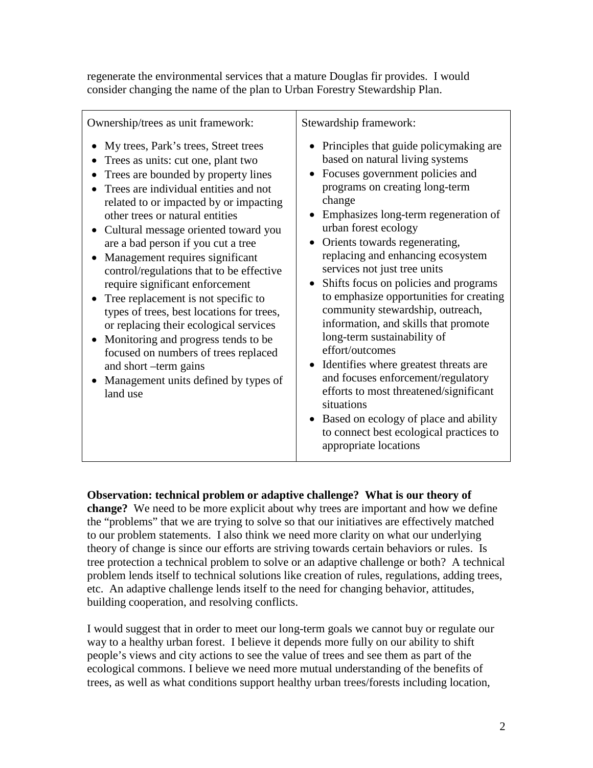regenerate the environmental services that a mature Douglas fir provides. I would consider changing the name of the plan to Urban Forestry Stewardship Plan.

| Ownership/trees as unit framework: | Stewardship framework: |
|---|---|
| • My trees, Park's trees, Street trees<br>• Trees as units: cut one, plant two<br>• Trees are bounded by property lines<br>• Trees are individual entities and not related to or impacted by or impacting other trees or natural entities<br>• Cultural message oriented toward you are a bad person if you cut a tree<br>• Management requires significant control/regulations that to be effective require significant enforcement<br>• Tree replacement is not specific to types of trees, best locations for trees, or replacing their ecological services<br>• Monitoring and progress tends to be focused on numbers of trees replaced and short –term gains<br>• Management units defined by types of land use | • Principles that guide policymaking are based on natural living systems<br>• Focuses government policies and programs on creating long-term change<br>• Emphasizes long-term regeneration of urban forest ecology<br>• Orients towards regenerating, replacing and enhancing ecosystem services not just tree units<br>• Shifts focus on policies and programs to emphasize opportunities for creating community stewardship, outreach, information, and skills that promote long-term sustainability of effort/outcomes<br>• Identifies where greatest threats are and focuses enforcement/regulatory efforts to most threatened/significant situations<br>• Based on ecology of place and ability to connect best ecological practices to appropriate locations |

**Observation: technical problem or adaptive challenge? What is our theory of change?** We need to be more explicit about why trees are important and how we define the "problems" that we are trying to solve so that our initiatives are effectively matched to our problem statements. I also think we need more clarity on what our underlying theory of change is since our efforts are striving towards certain behaviors or rules. Is tree protection a technical problem to solve or an adaptive challenge or both? A technical problem lends itself to technical solutions like creation of rules, regulations, adding trees, etc. An adaptive challenge lends itself to the need for changing behavior, attitudes, building cooperation, and resolving conflicts.

I would suggest that in order to meet our long-term goals we cannot buy or regulate our way to a healthy urban forest. I believe it depends more fully on our ability to shift people's views and city actions to see the value of trees and see them as part of the ecological commons. I believe we need more mutual understanding of the benefits of trees, as well as what conditions support healthy urban trees/forests including location,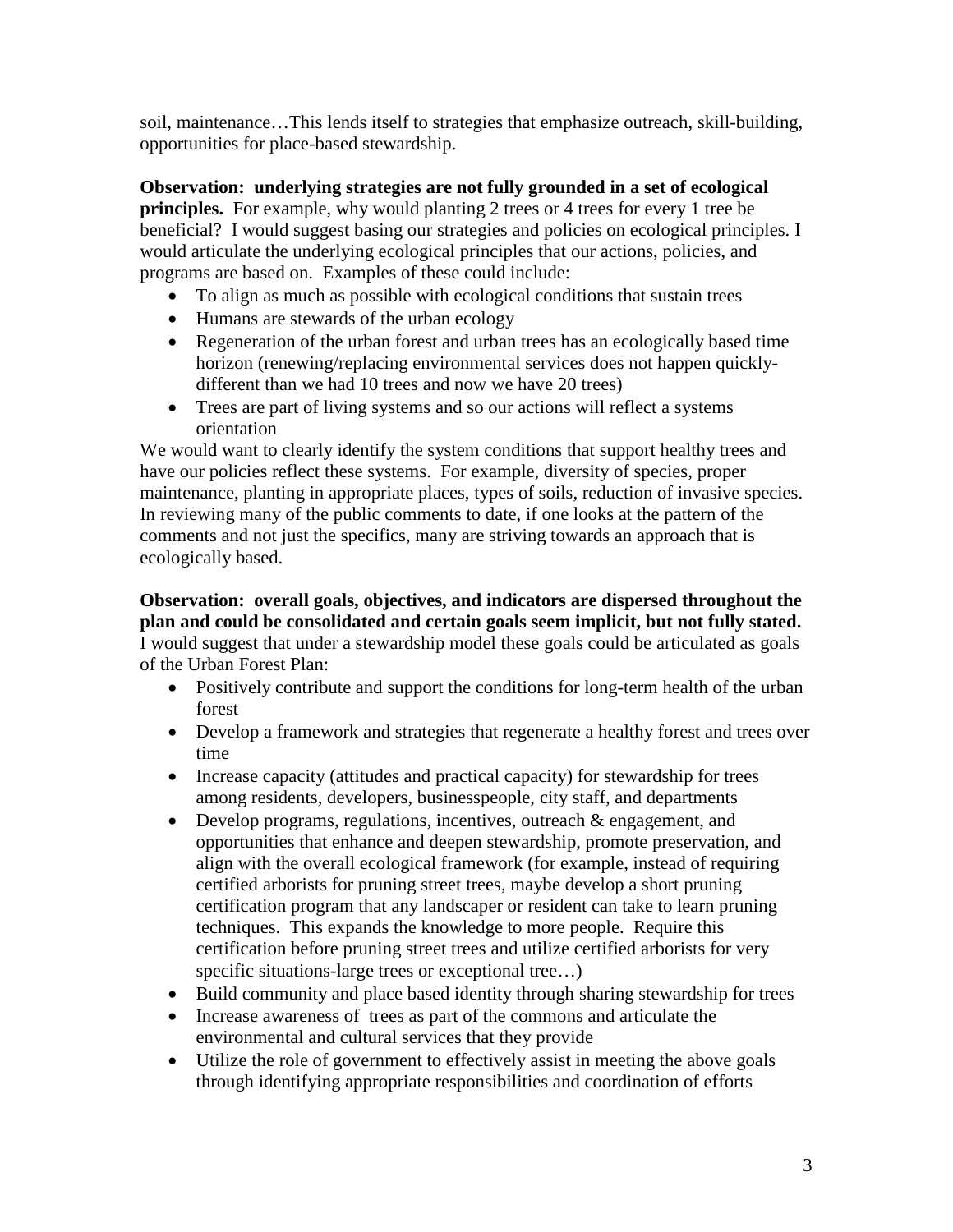soil, maintenance…This lends itself to strategies that emphasize outreach, skill-building, opportunities for place-based stewardship.

**Observation: underlying strategies are not fully grounded in a set of ecological principles.** For example, why would planting 2 trees or 4 trees for every 1 tree be beneficial? I would suggest basing our strategies and policies on ecological principles. I would articulate the underlying ecological principles that our actions, policies, and programs are based on. Examples of these could include:

- To align as much as possible with ecological conditions that sustain trees
- Humans are stewards of the urban ecology
- Regeneration of the urban forest and urban trees has an ecologically based time horizon (renewing/replacing environmental services does not happen quickly-different than we had 10 trees and now we have 20 trees)
- Trees are part of living systems and so our actions will reflect a systems orientation

We would want to clearly identify the system conditions that support healthy trees and have our policies reflect these systems. For example, diversity of species, proper maintenance, planting in appropriate places, types of soils, reduction of invasive species. In reviewing many of the public comments to date, if one looks at the pattern of the comments and not just the specifics, many are striving towards an approach that is ecologically based.

**Observation: overall goals, objectives, and indicators are dispersed throughout the plan and could be consolidated and certain goals seem implicit, but not fully stated.** I would suggest that under a stewardship model these goals could be articulated as goals of the Urban Forest Plan:

- Positively contribute and support the conditions for long-term health of the urban forest
- Develop a framework and strategies that regenerate a healthy forest and trees over time
- Increase capacity (attitudes and practical capacity) for stewardship for trees among residents, developers, businesspeople, city staff, and departments
- Develop programs, regulations, incentives, outreach & engagement, and opportunities that enhance and deepen stewardship, promote preservation, and align with the overall ecological framework (for example, instead of requiring certified arborists for pruning street trees, maybe develop a short pruning certification program that any landscaper or resident can take to learn pruning techniques. This expands the knowledge to more people. Require this certification before pruning street trees and utilize certified arborists for very specific situations-large trees or exceptional tree…)
- Build community and place based identity through sharing stewardship for trees
- Increase awareness of trees as part of the commons and articulate the environmental and cultural services that they provide
- Utilize the role of government to effectively assist in meeting the above goals through identifying appropriate responsibilities and coordination of efforts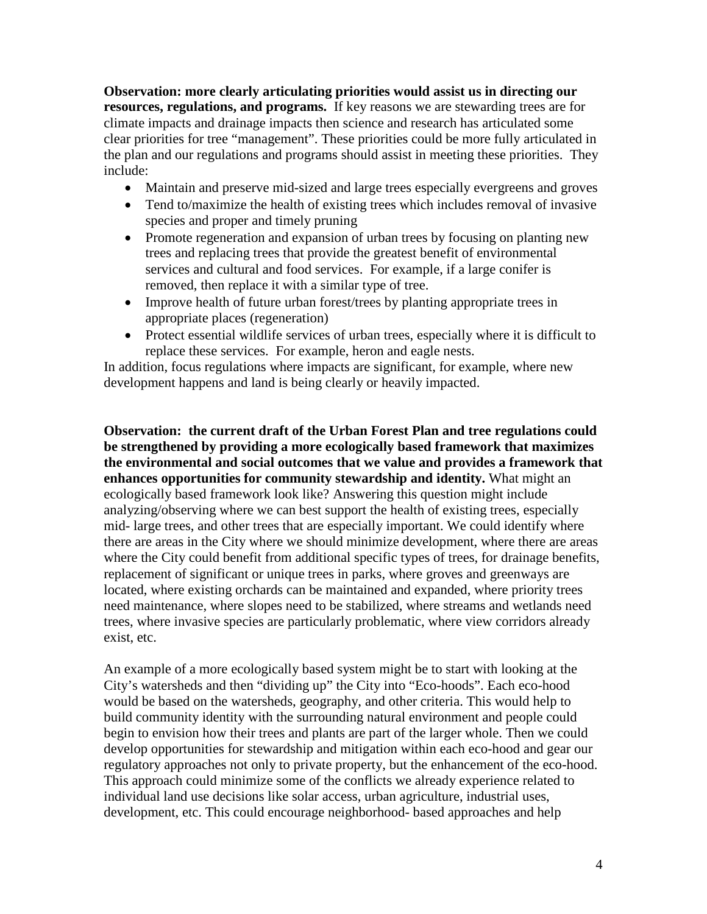**Observation: more clearly articulating priorities would assist us in directing our resources, regulations, and programs.** If key reasons we are stewarding trees are for climate impacts and drainage impacts then science and research has articulated some clear priorities for tree "management". These priorities could be more fully articulated in the plan and our regulations and programs should assist in meeting these priorities. They include:

- Maintain and preserve mid-sized and large trees especially evergreens and groves
- Tend to/maximize the health of existing trees which includes removal of invasive species and proper and timely pruning
- Promote regeneration and expansion of urban trees by focusing on planting new trees and replacing trees that provide the greatest benefit of environmental services and cultural and food services. For example, if a large conifer is removed, then replace it with a similar type of tree.
- Improve health of future urban forest/trees by planting appropriate trees in appropriate places (regeneration)
- Protect essential wildlife services of urban trees, especially where it is difficult to replace these services. For example, heron and eagle nests.

In addition, focus regulations where impacts are significant, for example, where new development happens and land is being clearly or heavily impacted.

**Observation: the current draft of the Urban Forest Plan and tree regulations could be strengthened by providing a more ecologically based framework that maximizes the environmental and social outcomes that we value and provides a framework that enhances opportunities for community stewardship and identity.** What might an ecologically based framework look like? Answering this question might include analyzing/observing where we can best support the health of existing trees, especially mid- large trees, and other trees that are especially important. We could identify where there are areas in the City where we should minimize development, where there are areas where the City could benefit from additional specific types of trees, for drainage benefits, replacement of significant or unique trees in parks, where groves and greenways are located, where existing orchards can be maintained and expanded, where priority trees need maintenance, where slopes need to be stabilized, where streams and wetlands need trees, where invasive species are particularly problematic, where view corridors already exist, etc.

An example of a more ecologically based system might be to start with looking at the City's watersheds and then "dividing up" the City into "Eco-hoods". Each eco-hood would be based on the watersheds, geography, and other criteria. This would help to build community identity with the surrounding natural environment and people could begin to envision how their trees and plants are part of the larger whole. Then we could develop opportunities for stewardship and mitigation within each eco-hood and gear our regulatory approaches not only to private property, but the enhancement of the eco-hood. This approach could minimize some of the conflicts we already experience related to individual land use decisions like solar access, urban agriculture, industrial uses, development, etc. This could encourage neighborhood- based approaches and help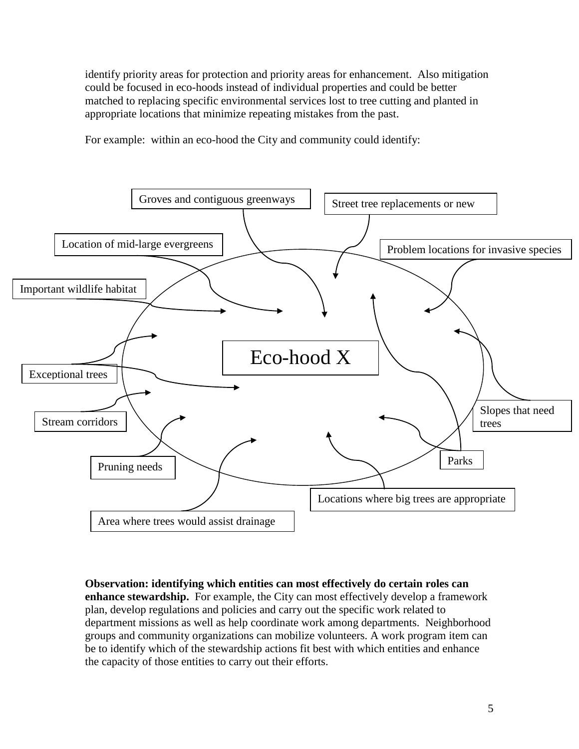identify priority areas for protection and priority areas for enhancement. Also mitigation could be focused in eco-hoods instead of individual properties and could be better matched to replacing specific environmental services lost to tree cutting and planted in appropriate locations that minimize repeating mistakes from the past.

For example: within an eco-hood the City and community could identify:

Eco-hood X

- Groves and contiguous greenways
- Street tree replacements or new
- Location of mid-large evergreens
- Problem locations for invasive species
- Important wildlife habitat
- Exceptional trees
- Slopes that need trees
- Stream corridors
- Parks
- Pruning needs
- Locations where big trees are appropriate
- Area where trees would assist drainage

**Observation: identifying which entities can most effectively do certain roles can enhance stewardship.** For example, the City can most effectively develop a framework plan, develop regulations and policies and carry out the specific work related to department missions as well as help coordinate work among departments. Neighborhood groups and community organizations can mobilize volunteers. A work program item can be to identify which of the stewardship actions fit best with which entities and enhance the capacity of those entities to carry out their efforts.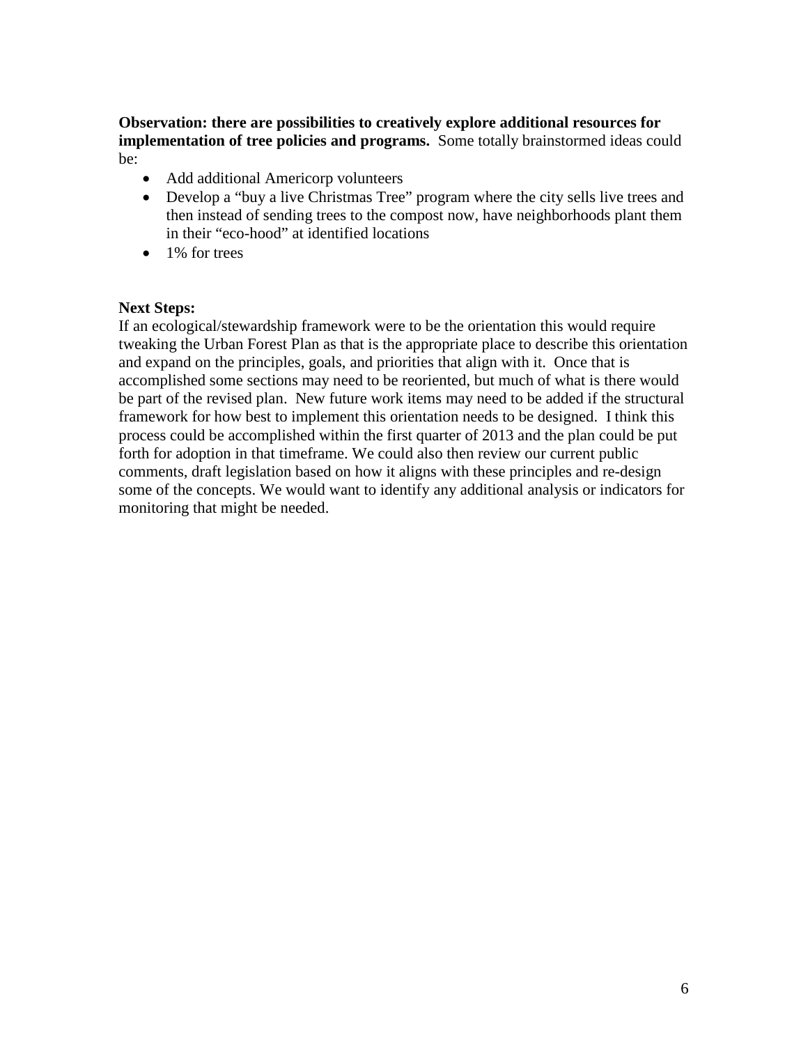**Observation: there are possibilities to creatively explore additional resources for implementation of tree policies and programs.** Some totally brainstormed ideas could be:

- Add additional Americorp volunteers
- Develop a "buy a live Christmas Tree" program where the city sells live trees and then instead of sending trees to the compost now, have neighborhoods plant them in their "eco-hood" at identified locations
- 1% for trees

**Next Steps:**

If an ecological/stewardship framework were to be the orientation this would require tweaking the Urban Forest Plan as that is the appropriate place to describe this orientation and expand on the principles, goals, and priorities that align with it. Once that is accomplished some sections may need to be reoriented, but much of what is there would be part of the revised plan. New future work items may need to be added if the structural framework for how best to implement this orientation needs to be designed. I think this process could be accomplished within the first quarter of 2013 and the plan could be put forth for adoption in that timeframe. We could also then review our current public comments, draft legislation based on how it aligns with these principles and re-design some of the concepts. We would want to identify any additional analysis or indicators for monitoring that might be needed.